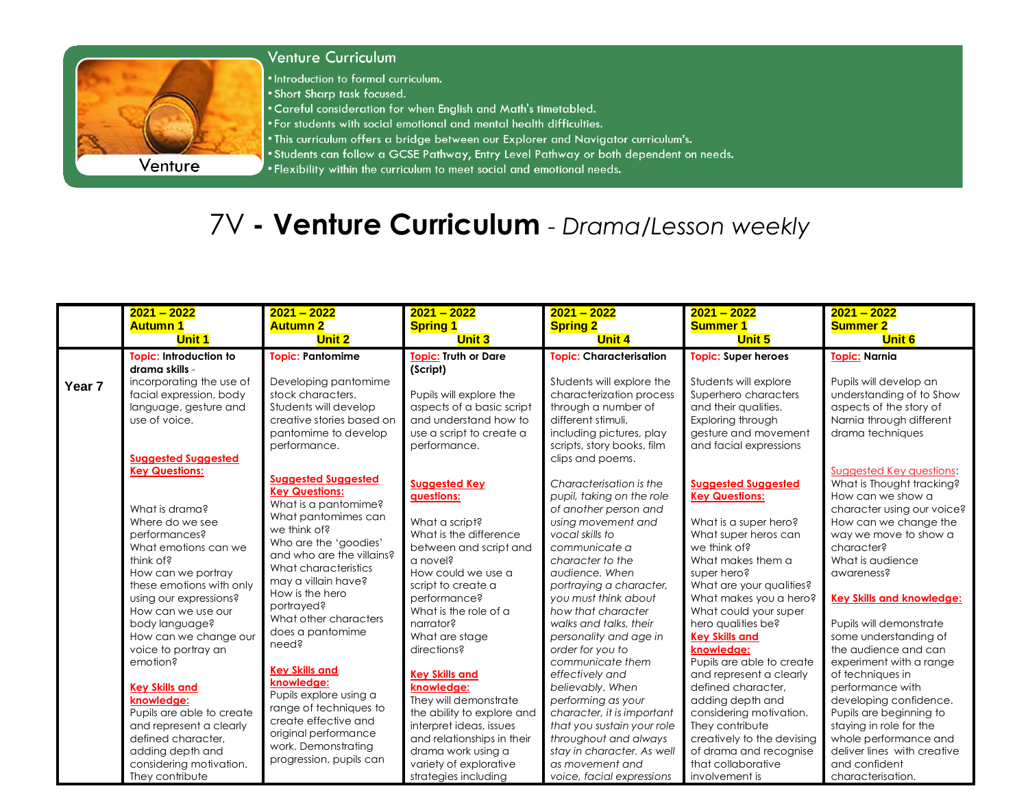## Venture Curriculum

Venture

- Introduction to formal curriculum.
- Short Sharp task focused.
- Careful consideration for when English and Math's timetabled.
- For students with social emotional and mental health difficulties.
- This curriculum offers a bridge between our Explorer and Navigator curriculum's.
- Students can follow a GCSE Pathway, Entry Level Pathway or both dependent on needs.
- Flexibility within the curriculum to meet social and emotional needs.

# 7V - **Venture Curriculum** - *Drama/Lesson weekly*

| | 2021 – 2022 Autumn 1 Unit 1 | 2021 – 2022 Autumn 2 Unit 2 | 2021 – 2022 Spring 1 Unit 3 | 2021 – 2022 Spring 2 Unit 4 | 2021 – 2022 Summer 1 Unit 5 | 2021 – 2022 Summer 2 Unit 6 |
|---|---|---|---|---|---|---|
| **Year 7** | **Topic: Introduction to drama skills** - incorporating the use of facial expression, body language, gesture and use of voice.<br><br>**Suggested Suggested Key Questions:**<br><br>What is drama?<br>Where do we see performances?<br>What emotions can we think of?<br>How can we portray these emotions with only using our expressions?<br>How can we use our body language?<br>How can we change our voice to portray an emotion?<br><br>**Key Skills and knowledge:**<br>Pupils are able to create and represent a clearly defined character, adding depth and considering motivation. They contribute | **Topic: Pantomime**<br><br>Developing pantomime stock characters. Students will develop creative stories based on pantomime to develop performance.<br><br>**Suggested Suggested Key Questions:**<br>What is a pantomime?<br>What pantomimes can we think of?<br>Who are the 'goodies' and who are the villains?<br>What characteristics may a villain have?<br>How is the hero portrayed?<br>What other characters does a pantomime need?<br><br>**Key Skills and knowledge:**<br>Pupils explore using a range of techniques to create effective and original performance work. Demonstrating progression, pupils can | **Topic: Truth or Dare (Script)**<br><br>Pupils will explore the aspects of a basic script and understand how to use a script to create a performance.<br><br>**Suggested Key questions:**<br><br>What a script?<br>What is the difference between and script and a novel?<br>How could we use a script to create a performance?<br>What is the role of a narrator?<br>What are stage directions?<br><br>**Key Skills and knowledge:**<br>They will demonstrate the ability to explore and interpret ideas, issues and relationships in their drama work using a variety of explorative strategies including | **Topic: Characterisation**<br><br>Students will explore the characterization process through a number of different stimuli, including pictures, play scripts, story books, film clips and poems.<br><br>*Characterisation is the pupil, taking on the role of another person and using movement and vocal skills to communicate a character to the audience. When portraying a character, you must think about how that character walks and talks, their personality and age in order for you to communicate them effectively and believably. When performing as your character, it is important that you sustain your role throughout and always stay in character. As well as movement and voice, facial expressions* | **Topic: Super heroes**<br><br>Students will explore Superhero characters and their qualities. Exploring through gesture and movement and facial expressions<br><br>**Suggested Suggested Key Questions:**<br><br>What is a super hero?<br>What super heros can we think of?<br>What makes them a super hero?<br>What are your qualities?<br>What makes you a hero?<br>What could your super hero qualities be?<br>**Key Skills and knowledge:**<br>Pupils are able to create and represent a clearly defined character, adding depth and considering motivation. They contribute creatively to the devising of drama and recognise that collaborative involvement is | **Topic: Narnia**<br><br>Pupils will develop an understanding of to Show aspects of the story of Narnia through different drama techniques<br><br>Suggested Key questions:<br>What is Thought tracking?<br>How can we show a character using our voice?<br>How can we change the way we move to show a character?<br>What is audience awareness?<br><br>**Key Skills and knowledge:**<br><br>Pupils will demonstrate some understanding of the audience and can experiment with a range of techniques in performance with developing confidence. Pupils are beginning to staying in role for the whole performance and deliver lines with creative and confident characterisation. |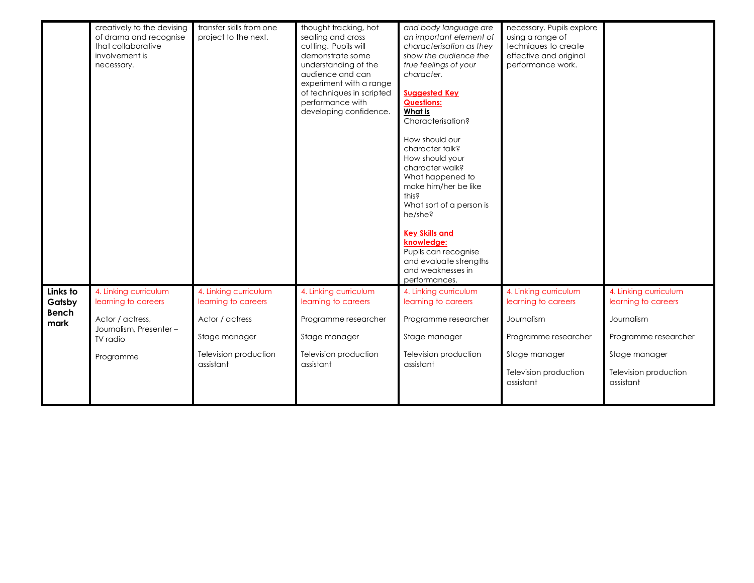| | | | | | | |
|---|---|---|---|---|---|---|
| | creatively to the devising of drama and recognise that collaborative involvement is necessary. | transfer skills from one project to the next. | thought tracking, hot seating and cross cutting. Pupils will demonstrate some understanding of the audience and can experiment with a range of techniques in scripted performance with developing confidence. | *and body language are an important element of characterisation as they show the audience the true feelings of your character.*<br><br>**Suggested Key Questions:**<br>**What is** Characterisation?<br><br>How should our character talk?<br>How should your character walk?<br>What happened to make him/her be like this?<br>What sort of a person is he/she?<br><br>**Key Skills and knowledge:**<br>Pupils can recognise and evaluate strengths and weaknesses in performances. | necessary. Pupils explore using a range of techniques to create effective and original performance work. | |
| **Links to Gatsby Bench mark** | 4. Linking curriculum learning to careers<br><br>Actor / actress, Journalism, Presenter – TV radio<br><br>Programme | 4. Linking curriculum learning to careers<br><br>Actor / actress<br><br>Stage manager<br><br>Television production assistant | 4. Linking curriculum learning to careers<br><br>Programme researcher<br><br>Stage manager<br><br>Television production assistant | 4. Linking curriculum learning to careers<br><br>Programme researcher<br><br>Stage manager<br><br>Television production assistant | 4. Linking curriculum learning to careers<br><br>Journalism<br><br>Programme researcher<br><br>Stage manager<br><br>Television production assistant | 4. Linking curriculum learning to careers<br><br>Journalism<br><br>Programme researcher<br><br>Stage manager<br><br>Television production assistant |